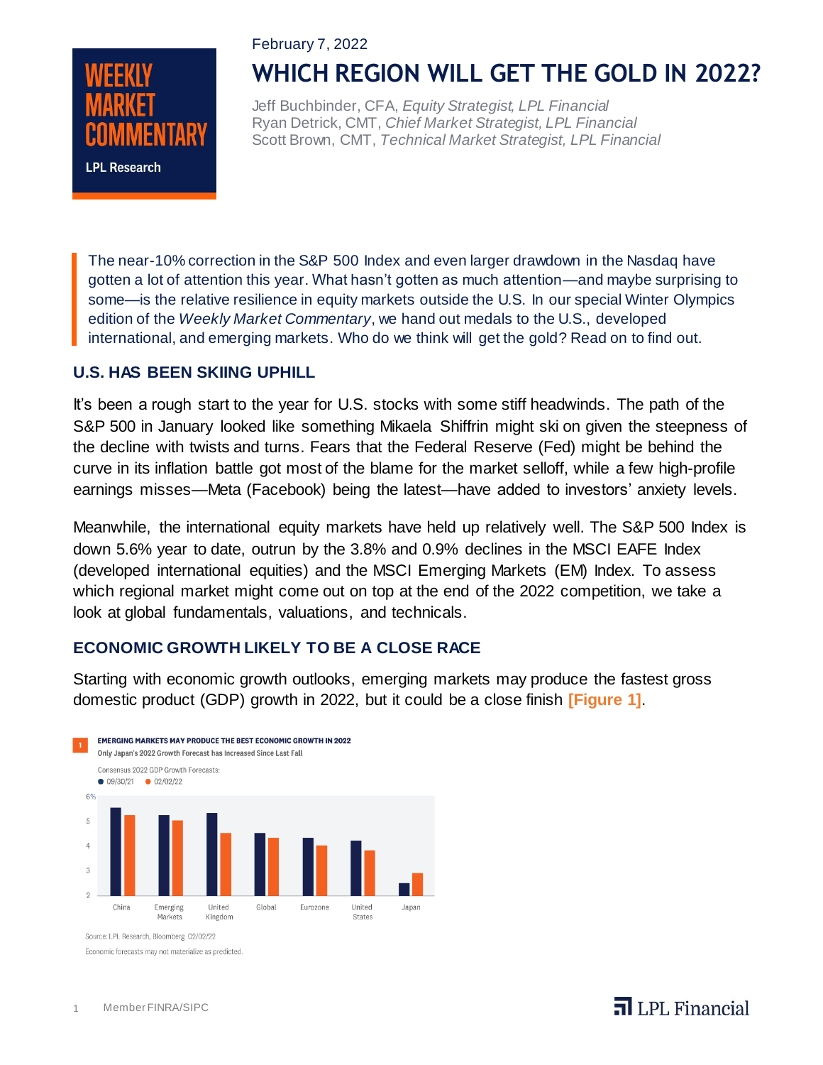WEEKLY MARKET COMMENTARY

LPL Research

February 7, 2022

# WHICH REGION WILL GET THE GOLD IN 2022?

Jeff Buchbinder, CFA, *Equity Strategist, LPL Financial*
Ryan Detrick, CMT, *Chief Market Strategist, LPL Financial*
Scott Brown, CMT, *Technical Market Strategist, LPL Financial*

The near-10% correction in the S&P 500 Index and even larger drawdown in the Nasdaq have gotten a lot of attention this year. What hasn't gotten as much attention—and maybe surprising to some—is the relative resilience in equity markets outside the U.S. In our special Winter Olympics edition of the *Weekly Market Commentary*, we hand out medals to the U.S., developed international, and emerging markets. Who do we think will get the gold? Read on to find out.

## U.S. HAS BEEN SKIING UPHILL

It's been a rough start to the year for U.S. stocks with some stiff headwinds. The path of the S&P 500 in January looked like something Mikaela Shiffrin might ski on given the steepness of the decline with twists and turns. Fears that the Federal Reserve (Fed) might be behind the curve in its inflation battle got most of the blame for the market selloff, while a few high-profile earnings misses—Meta (Facebook) being the latest—have added to investors' anxiety levels.

Meanwhile, the international equity markets have held up relatively well. The S&P 500 Index is down 5.6% year to date, outrun by the 3.8% and 0.9% declines in the MSCI EAFE Index (developed international equities) and the MSCI Emerging Markets (EM) Index. To assess which regional market might come out on top at the end of the 2022 competition, we take a look at global fundamentals, valuations, and technicals.

## ECONOMIC GROWTH LIKELY TO BE A CLOSE RACE

Starting with economic growth outlooks, emerging markets may produce the fastest gross domestic product (GDP) growth in 2022, but it could be a close finish **[Figure 1]**.

1 EMERGING MARKETS MAY PRODUCE THE BEST ECONOMIC GROWTH IN 2022
Only Japan's 2022 Growth Forecast has Increased Since Last Fall

Consensus 2022 GDP Growth Forecasts:
09/30/21
02/02/22

6%
5
4
3
2

China
Emerging Markets
United Kingdom
Global
Eurozone
United States
Japan

Source: LPL Research, Bloomberg 02/02/22

Economic forecasts may not materialize as predicted.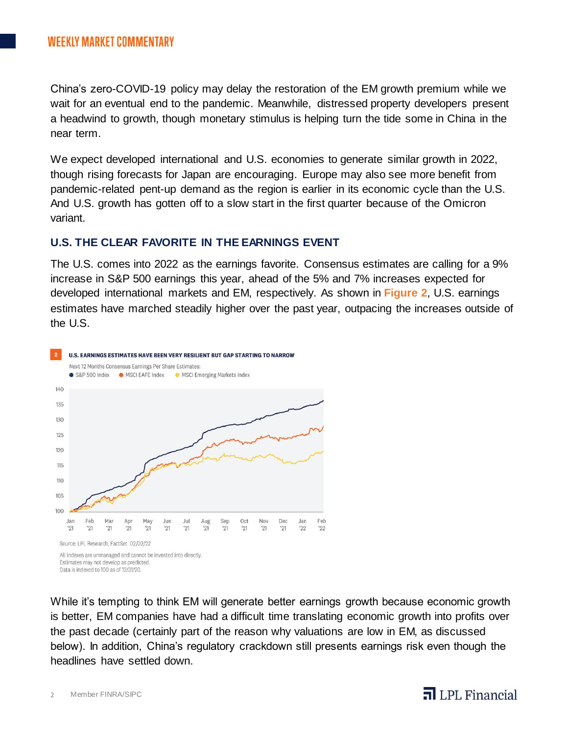China's zero-COVID-19 policy may delay the restoration of the EM growth premium while we wait for an eventual end to the pandemic. Meanwhile, distressed property developers present a headwind to growth, though monetary stimulus is helping turn the tide some in China in the near term.

We expect developed international and U.S. economies to generate similar growth in 2022, though rising forecasts for Japan are encouraging. Europe may also see more benefit from pandemic-related pent-up demand as the region is earlier in its economic cycle than the U.S. And U.S. growth has gotten off to a slow start in the first quarter because of the Omicron variant.

## U.S. THE CLEAR FAVORITE IN THE EARNINGS EVENT

The U.S. comes into 2022 as the earnings favorite. Consensus estimates are calling for a 9% increase in S&P 500 earnings this year, ahead of the 5% and 7% increases expected for developed international markets and EM, respectively. As shown in **Figure 2**, U.S. earnings estimates have marched steadily higher over the past year, outpacing the increases outside of the U.S.

2 **U.S. EARNINGS ESTIMATES HAVE BEEN VERY RESILIENT BUT GAP STARTING TO NARROW**

Next 12 Months Consensus Earnings Per Share Estimates:

S&P 500 Index
MSCI EAFE Index
MSCI Emerging Markets Index

140
135
130
125
120
115
110
105
100

Jan '21
Feb '21
Mar '21
Apr '21
May '21
Jun '21
Jul '21
Aug '21
Sep '21
Oct '21
Nov '21
Dec '21
Jan '22
Feb '22

Source: LPL Research, FactSet 02/02/22

All indexes are unmanaged and cannot be invested into directly.
Estimates may not develop as predicted.
Data is indexed to 100 as of 12/31/20.

While it's tempting to think EM will generate better earnings growth because economic growth is better, EM companies have had a difficult time translating economic growth into profits over the past decade (certainly part of the reason why valuations are low in EM, as discussed below). In addition, China's regulatory crackdown still presents earnings risk even though the headlines have settled down.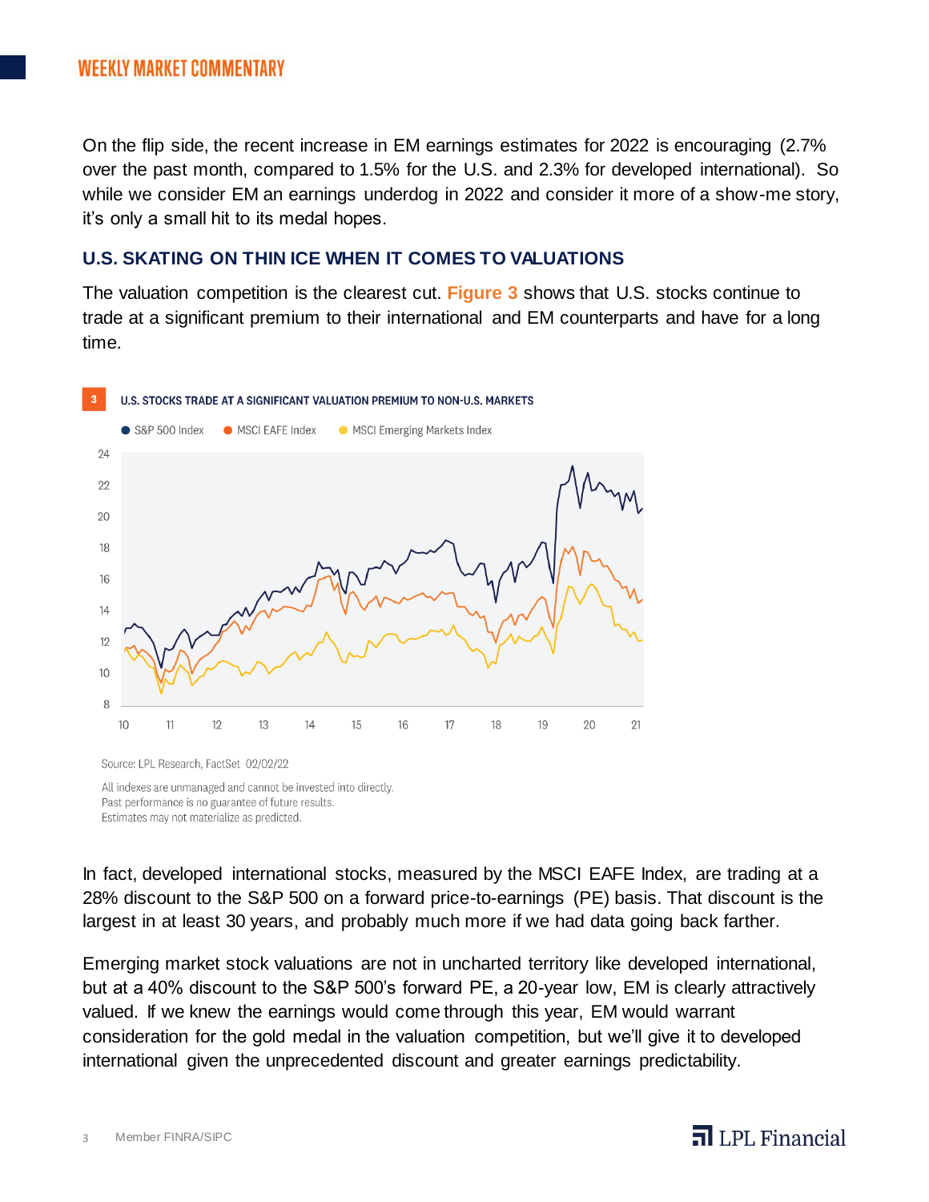On the flip side, the recent increase in EM earnings estimates for 2022 is encouraging (2.7% over the past month, compared to 1.5% for the U.S. and 2.3% for developed international). So while we consider EM an earnings underdog in 2022 and consider it more of a show-me story, it's only a small hit to its medal hopes.

## U.S. SKATING ON THIN ICE WHEN IT COMES TO VALUATIONS

The valuation competition is the clearest cut. **Figure 3** shows that U.S. stocks continue to trade at a significant premium to their international and EM counterparts and have for a long time.

3 U.S. STOCKS TRADE AT A SIGNIFICANT VALUATION PREMIUM TO NON-U.S. MARKETS

S&P 500 Index
MSCI EAFE Index
MSCI Emerging Markets Index

24
22
20
18
16
14
12
10
8

10 11 12 13 14 15 16 17 18 19 20 21

Source: LPL Research, FactSet 02/02/22

All indexes are unmanaged and cannot be invested into directly.
Past performance is no guarantee of future results.
Estimates may not materialize as predicted.

In fact, developed international stocks, measured by the MSCI EAFE Index, are trading at a 28% discount to the S&P 500 on a forward price-to-earnings (PE) basis. That discount is the largest in at least 30 years, and probably much more if we had data going back farther.

Emerging market stock valuations are not in uncharted territory like developed international, but at a 40% discount to the S&P 500's forward PE, a 20-year low, EM is clearly attractively valued. If we knew the earnings would come through this year, EM would warrant consideration for the gold medal in the valuation competition, but we'll give it to developed international given the unprecedented discount and greater earnings predictability.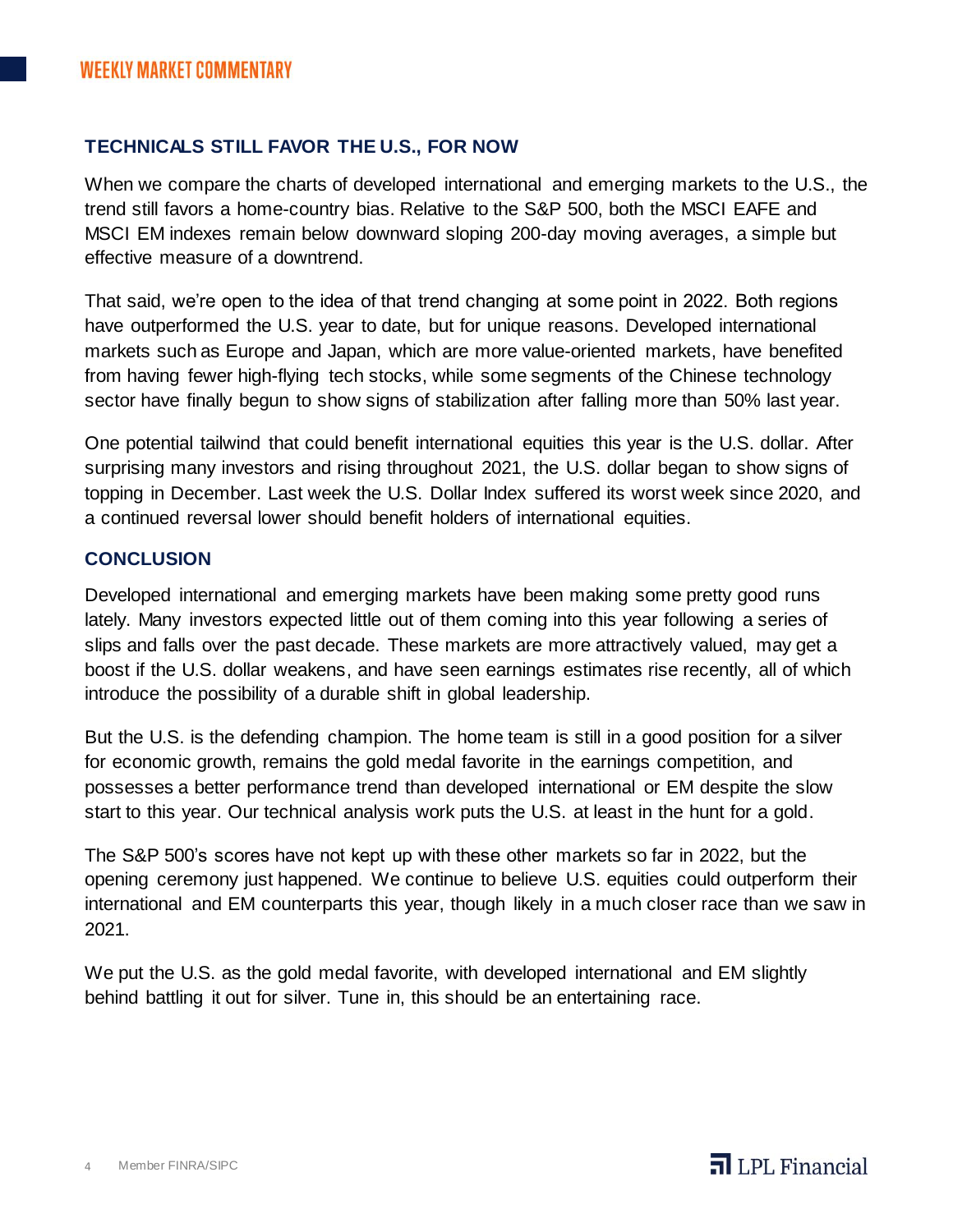## TECHNICALS STILL FAVOR THE U.S., FOR NOW

When we compare the charts of developed international and emerging markets to the U.S., the trend still favors a home-country bias. Relative to the S&P 500, both the MSCI EAFE and MSCI EM indexes remain below downward sloping 200-day moving averages, a simple but effective measure of a downtrend.

That said, we're open to the idea of that trend changing at some point in 2022. Both regions have outperformed the U.S. year to date, but for unique reasons. Developed international markets such as Europe and Japan, which are more value-oriented markets, have benefited from having fewer high-flying tech stocks, while some segments of the Chinese technology sector have finally begun to show signs of stabilization after falling more than 50% last year.

One potential tailwind that could benefit international equities this year is the U.S. dollar. After surprising many investors and rising throughout 2021, the U.S. dollar began to show signs of topping in December. Last week the U.S. Dollar Index suffered its worst week since 2020, and a continued reversal lower should benefit holders of international equities.

## CONCLUSION

Developed international and emerging markets have been making some pretty good runs lately. Many investors expected little out of them coming into this year following a series of slips and falls over the past decade. These markets are more attractively valued, may get a boost if the U.S. dollar weakens, and have seen earnings estimates rise recently, all of which introduce the possibility of a durable shift in global leadership.

But the U.S. is the defending champion. The home team is still in a good position for a silver for economic growth, remains the gold medal favorite in the earnings competition, and possesses a better performance trend than developed international or EM despite the slow start to this year. Our technical analysis work puts the U.S. at least in the hunt for a gold.

The S&P 500's scores have not kept up with these other markets so far in 2022, but the opening ceremony just happened. We continue to believe U.S. equities could outperform their international and EM counterparts this year, though likely in a much closer race than we saw in 2021.

We put the U.S. as the gold medal favorite, with developed international and EM slightly behind battling it out for silver. Tune in, this should be an entertaining race.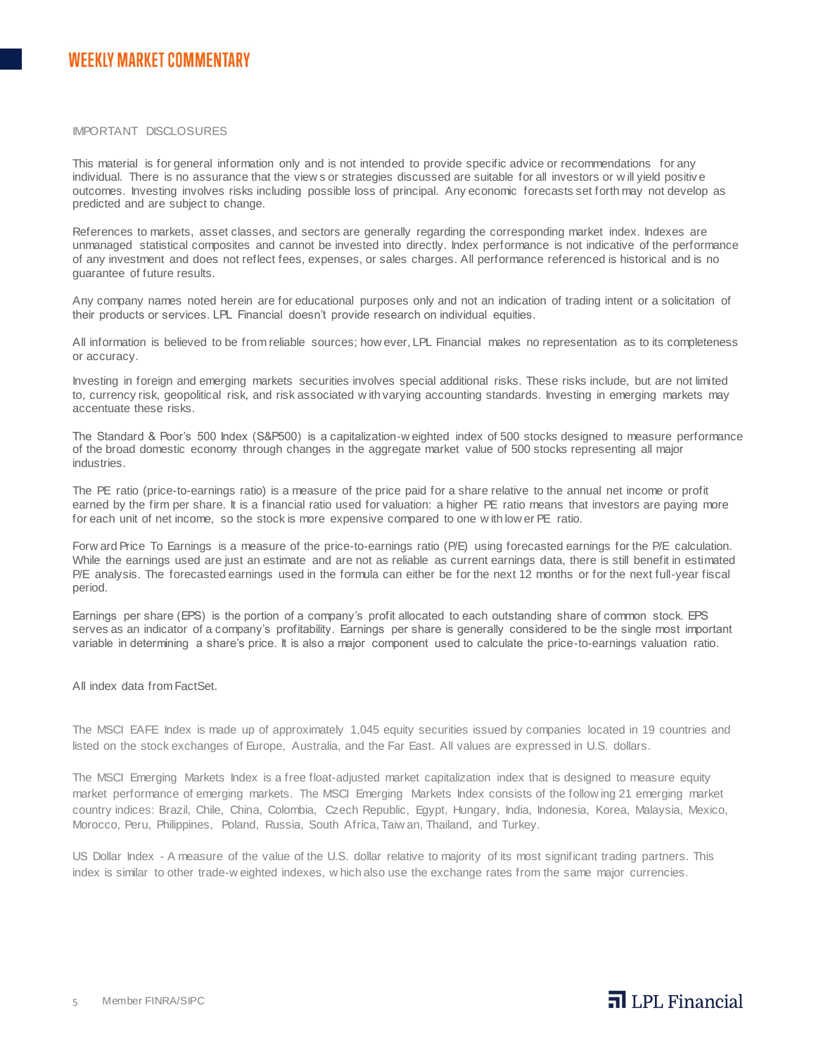IMPORTANT DISCLOSURES

This material is for general information only and is not intended to provide specific advice or recommendations for any individual. There is no assurance that the views or strategies discussed are suitable for all investors or will yield positive outcomes. Investing involves risks including possible loss of principal. Any economic forecasts set forth may not develop as predicted and are subject to change.

References to markets, asset classes, and sectors are generally regarding the corresponding market index. Indexes are unmanaged statistical composites and cannot be invested into directly. Index performance is not indicative of the performance of any investment and does not reflect fees, expenses, or sales charges. All performance referenced is historical and is no guarantee of future results.

Any company names noted herein are for educational purposes only and not an indication of trading intent or a solicitation of their products or services. LPL Financial doesn't provide research on individual equities.

All information is believed to be from reliable sources; however, LPL Financial makes no representation as to its completeness or accuracy.

Investing in foreign and emerging markets securities involves special additional risks. These risks include, but are not limited to, currency risk, geopolitical risk, and risk associated with varying accounting standards. Investing in emerging markets may accentuate these risks.

The Standard & Poor's 500 Index (S&P500) is a capitalization-weighted index of 500 stocks designed to measure performance of the broad domestic economy through changes in the aggregate market value of 500 stocks representing all major industries.

The PE ratio (price-to-earnings ratio) is a measure of the price paid for a share relative to the annual net income or profit earned by the firm per share. It is a financial ratio used for valuation: a higher PE ratio means that investors are paying more for each unit of net income, so the stock is more expensive compared to one with lower PE ratio.

Forward Price To Earnings is a measure of the price-to-earnings ratio (P/E) using forecasted earnings for the P/E calculation. While the earnings used are just an estimate and are not as reliable as current earnings data, there is still benefit in estimated P/E analysis. The forecasted earnings used in the formula can either be for the next 12 months or for the next full-year fiscal period.

Earnings per share (EPS) is the portion of a company's profit allocated to each outstanding share of common stock. EPS serves as an indicator of a company's profitability. Earnings per share is generally considered to be the single most important variable in determining a share's price. It is also a major component used to calculate the price-to-earnings valuation ratio.

All index data from FactSet.

The MSCI EAFE Index is made up of approximately 1,045 equity securities issued by companies located in 19 countries and listed on the stock exchanges of Europe, Australia, and the Far East. All values are expressed in U.S. dollars.

The MSCI Emerging Markets Index is a free float-adjusted market capitalization index that is designed to measure equity market performance of emerging markets. The MSCI Emerging Markets Index consists of the following 21 emerging market country indices: Brazil, Chile, China, Colombia, Czech Republic, Egypt, Hungary, India, Indonesia, Korea, Malaysia, Mexico, Morocco, Peru, Philippines, Poland, Russia, South Africa, Taiwan, Thailand, and Turkey.

US Dollar Index - A measure of the value of the U.S. dollar relative to majority of its most significant trading partners. This index is similar to other trade-weighted indexes, which also use the exchange rates from the same major currencies.

Member FINRA/SIPC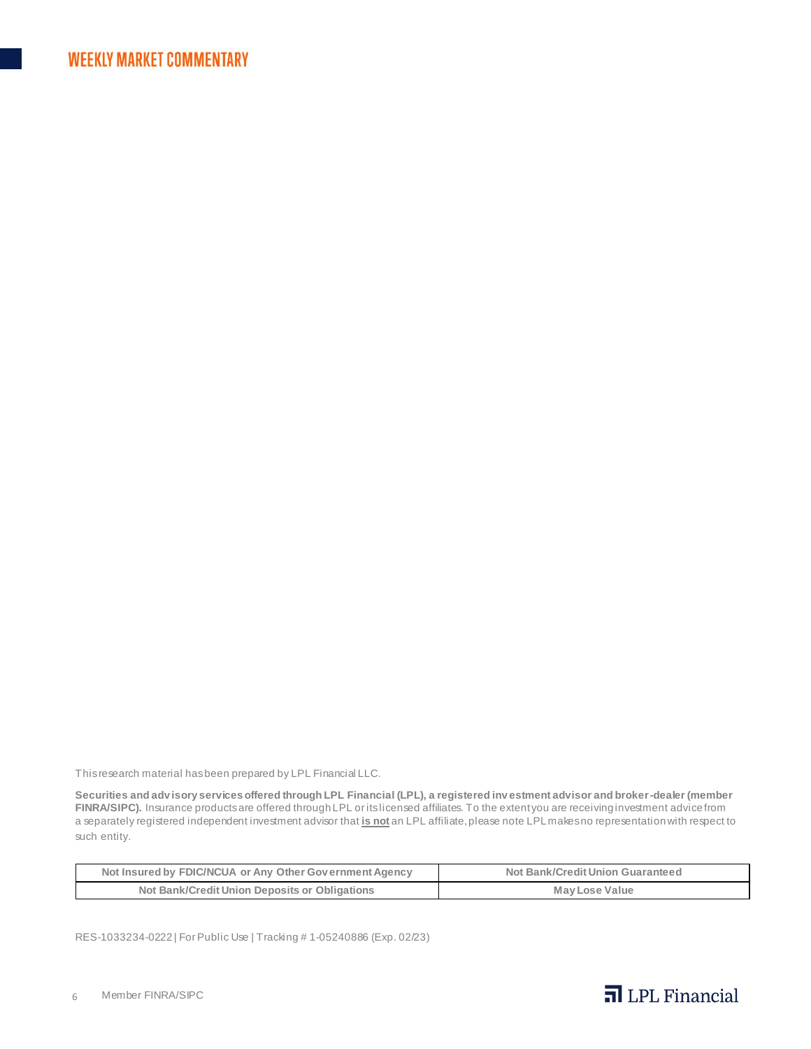This research material has been prepared by LPL Financial LLC.

**Securities and advisory services offered through LPL Financial (LPL), a registered investment advisor and broker-dealer (member FINRA/SIPC).** Insurance products are offered through LPL or its licensed affiliates. To the extent you are receiving investment advice from a separately registered independent investment advisor that **is not** an LPL affiliate, please note LPL makes no representation with respect to such entity.

| | |
|---|---|
| Not Insured by FDIC/NCUA or Any Other Government Agency | Not Bank/Credit Union Guaranteed |
| Not Bank/Credit Union Deposits or Obligations | May Lose Value |

RES-1033234-0222 | For Public Use | Tracking # 1-05240886 (Exp. 02/23)

Member FINRA/SIPC